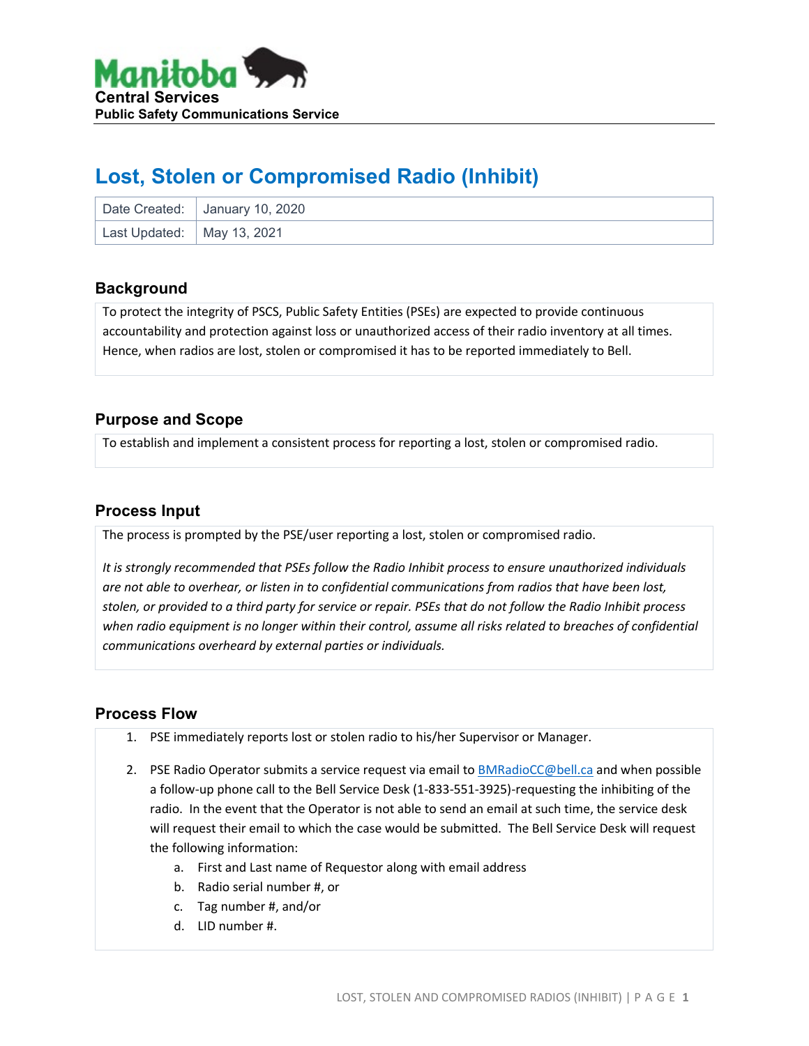Manitoba Central Services
**Public Safety Communications Service**

# Lost, Stolen or Compromised Radio (Inhibit)

| Date Created: | January 10, 2020 |
|---|---|
| Last Updated: | May 13, 2021 |

## Background

To protect the integrity of PSCS, Public Safety Entities (PSEs) are expected to provide continuous accountability and protection against loss or unauthorized access of their radio inventory at all times. Hence, when radios are lost, stolen or compromised it has to be reported immediately to Bell.

## Purpose and Scope

To establish and implement a consistent process for reporting a lost, stolen or compromised radio.

## Process Input

The process is prompted by the PSE/user reporting a lost, stolen or compromised radio.

*It is strongly recommended that PSEs follow the Radio Inhibit process to ensure unauthorized individuals are not able to overhear, or listen in to confidential communications from radios that have been lost, stolen, or provided to a third party for service or repair. PSEs that do not follow the Radio Inhibit process when radio equipment is no longer within their control, assume all risks related to breaches of confidential communications overheard by external parties or individuals.*

## Process Flow

1. PSE immediately reports lost or stolen radio to his/her Supervisor or Manager.
2. PSE Radio Operator submits a service request via email to [BMRadioCC@bell.ca](mailto:BMRadioCC@bell.ca) and when possible a follow-up phone call to the Bell Service Desk (1-833-551-3925)-requesting the inhibiting of the radio. In the event that the Operator is not able to send an email at such time, the service desk will request their email to which the case would be submitted. The Bell Service Desk will request the following information:
    a. First and Last name of Requestor along with email address
    b. Radio serial number #, or
    c. Tag number #, and/or
    d. LID number #.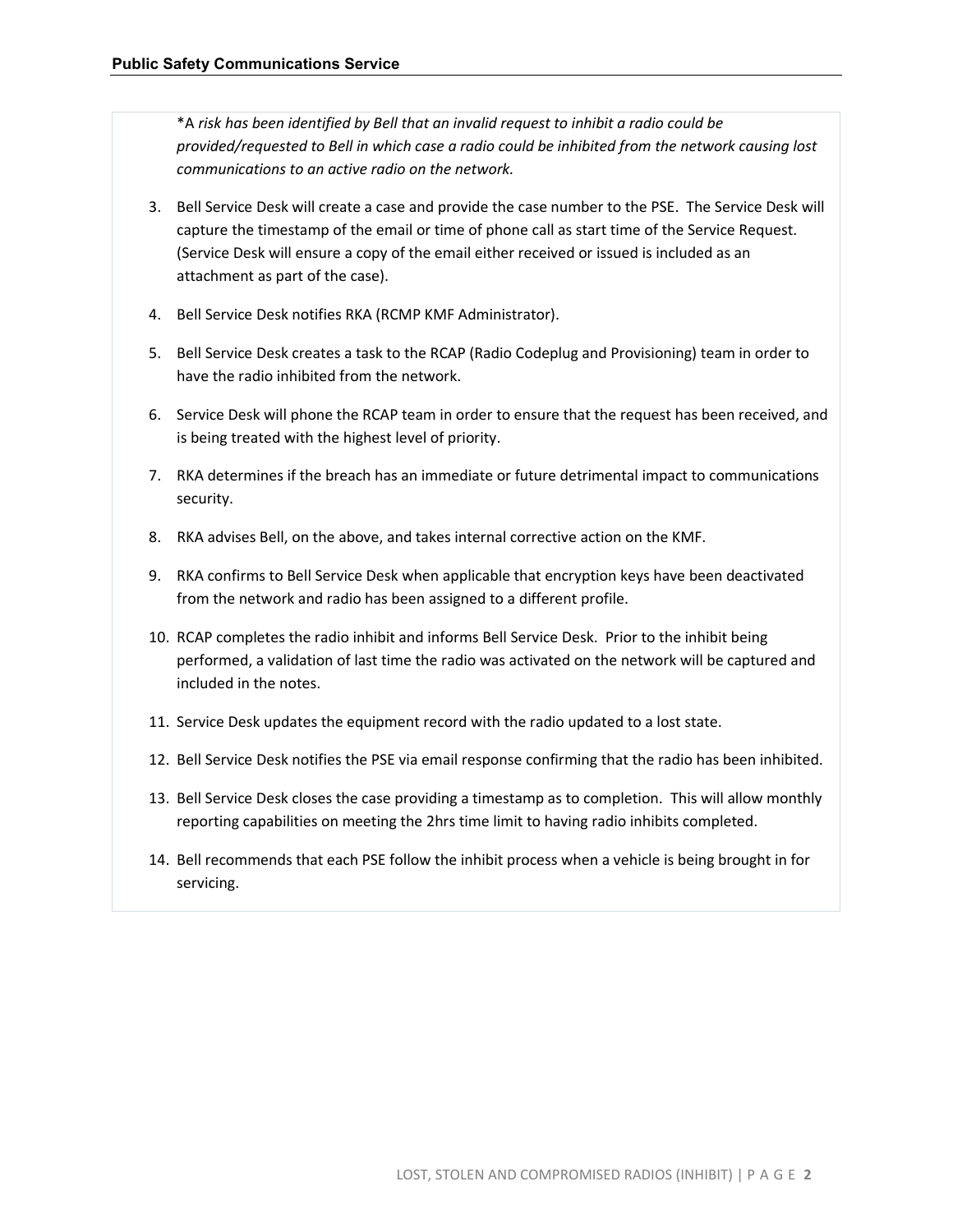*A *risk has been identified by Bell that an invalid request to inhibit a radio could be provided/requested to Bell in which case a radio could be inhibited from the network causing lost communications to an active radio on the network.*

3. Bell Service Desk will create a case and provide the case number to the PSE. The Service Desk will capture the timestamp of the email or time of phone call as start time of the Service Request. (Service Desk will ensure a copy of the email either received or issued is included as an attachment as part of the case).
4. Bell Service Desk notifies RKA (RCMP KMF Administrator).
5. Bell Service Desk creates a task to the RCAP (Radio Codeplug and Provisioning) team in order to have the radio inhibited from the network.
6. Service Desk will phone the RCAP team in order to ensure that the request has been received, and is being treated with the highest level of priority.
7. RKA determines if the breach has an immediate or future detrimental impact to communications security.
8. RKA advises Bell, on the above, and takes internal corrective action on the KMF.
9. RKA confirms to Bell Service Desk when applicable that encryption keys have been deactivated from the network and radio has been assigned to a different profile.
10. RCAP completes the radio inhibit and informs Bell Service Desk. Prior to the inhibit being performed, a validation of last time the radio was activated on the network will be captured and included in the notes.
11. Service Desk updates the equipment record with the radio updated to a lost state.
12. Bell Service Desk notifies the PSE via email response confirming that the radio has been inhibited.
13. Bell Service Desk closes the case providing a timestamp as to completion. This will allow monthly reporting capabilities on meeting the 2hrs time limit to having radio inhibits completed.
14. Bell recommends that each PSE follow the inhibit process when a vehicle is being brought in for servicing.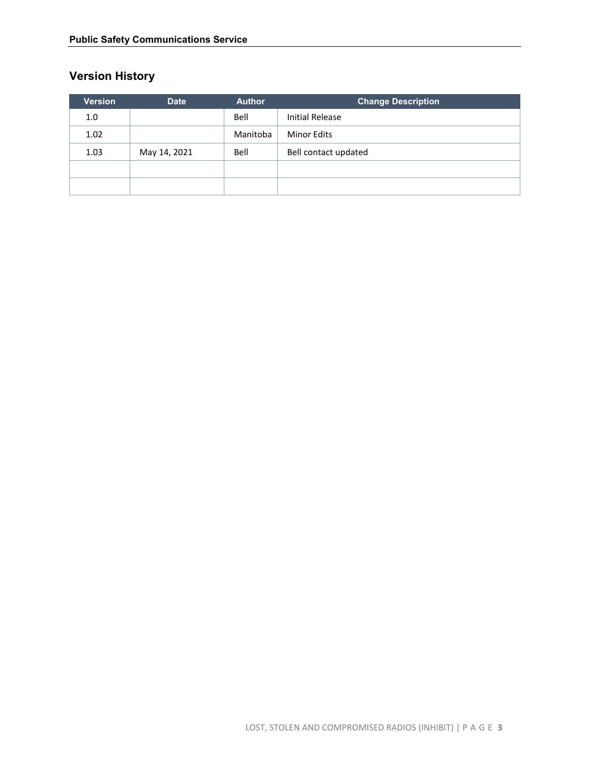## Version History

| Version | Date | Author | Change Description |
|---|---|---|---|
| 1.0 | | Bell | Initial Release |
| 1.02 | | Manitoba | Minor Edits |
| 1.03 | May 14, 2021 | Bell | Bell contact updated |
| | | | |
| | | | |